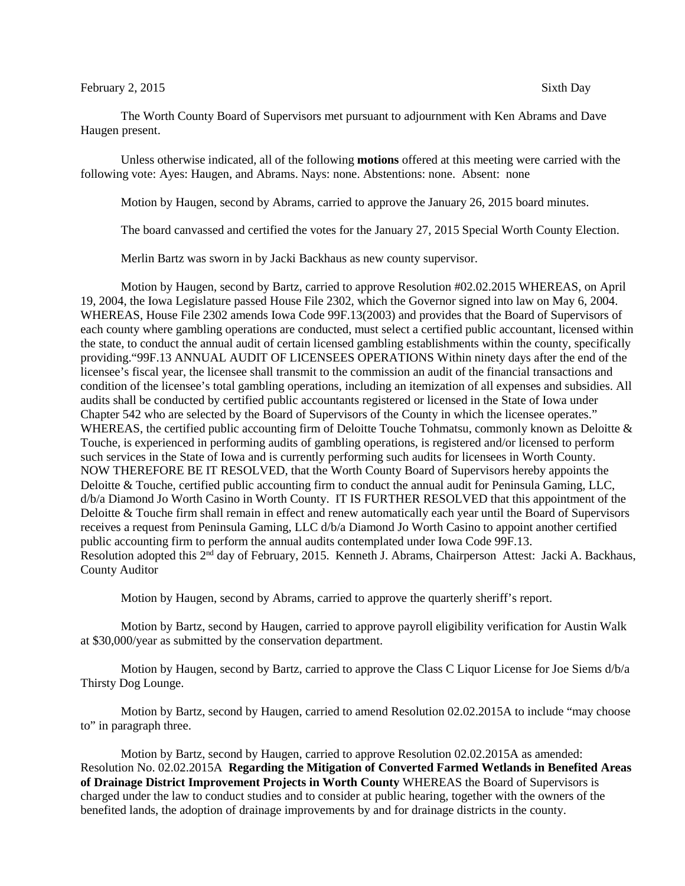February 2, 2015 Sixth Day

The Worth County Board of Supervisors met pursuant to adjournment with Ken Abrams and Dave Haugen present.

Unless otherwise indicated, all of the following **motions** offered at this meeting were carried with the following vote: Ayes: Haugen, and Abrams. Nays: none. Abstentions: none. Absent: none

Motion by Haugen, second by Abrams, carried to approve the January 26, 2015 board minutes.

The board canvassed and certified the votes for the January 27, 2015 Special Worth County Election.

Merlin Bartz was sworn in by Jacki Backhaus as new county supervisor.

Motion by Haugen, second by Bartz, carried to approve Resolution #02.02.2015 WHEREAS, on April 19, 2004, the Iowa Legislature passed House File 2302, which the Governor signed into law on May 6, 2004. WHEREAS, House File 2302 amends Iowa Code 99F.13(2003) and provides that the Board of Supervisors of each county where gambling operations are conducted, must select a certified public accountant, licensed within the state, to conduct the annual audit of certain licensed gambling establishments within the county, specifically providing."99F.13 ANNUAL AUDIT OF LICENSEES OPERATIONS Within ninety days after the end of the licensee's fiscal year, the licensee shall transmit to the commission an audit of the financial transactions and condition of the licensee's total gambling operations, including an itemization of all expenses and subsidies. All audits shall be conducted by certified public accountants registered or licensed in the State of Iowa under Chapter 542 who are selected by the Board of Supervisors of the County in which the licensee operates." WHEREAS, the certified public accounting firm of Deloitte Touche Tohmatsu, commonly known as Deloitte & Touche, is experienced in performing audits of gambling operations, is registered and/or licensed to perform such services in the State of Iowa and is currently performing such audits for licensees in Worth County. NOW THEREFORE BE IT RESOLVED, that the Worth County Board of Supervisors hereby appoints the Deloitte & Touche, certified public accounting firm to conduct the annual audit for Peninsula Gaming, LLC, d/b/a Diamond Jo Worth Casino in Worth County. IT IS FURTHER RESOLVED that this appointment of the Deloitte & Touche firm shall remain in effect and renew automatically each year until the Board of Supervisors receives a request from Peninsula Gaming, LLC d/b/a Diamond Jo Worth Casino to appoint another certified public accounting firm to perform the annual audits contemplated under Iowa Code 99F.13.
Resolution adopted this 2nd day of February, 2015. Kenneth J. Abrams, Chairperson Attest: Jacki A. Backhaus, County Auditor

Motion by Haugen, second by Abrams, carried to approve the quarterly sheriff's report.

Motion by Bartz, second by Haugen, carried to approve payroll eligibility verification for Austin Walk at $30,000/year as submitted by the conservation department.

Motion by Haugen, second by Bartz, carried to approve the Class C Liquor License for Joe Siems d/b/a Thirsty Dog Lounge.

Motion by Bartz, second by Haugen, carried to amend Resolution 02.02.2015A to include "may choose to" in paragraph three.

Motion by Bartz, second by Haugen, carried to approve Resolution 02.02.2015A as amended: Resolution No. 02.02.2015A **Regarding the Mitigation of Converted Farmed Wetlands in Benefited Areas of Drainage District Improvement Projects in Worth County** WHEREAS the Board of Supervisors is charged under the law to conduct studies and to consider at public hearing, together with the owners of the benefited lands, the adoption of drainage improvements by and for drainage districts in the county.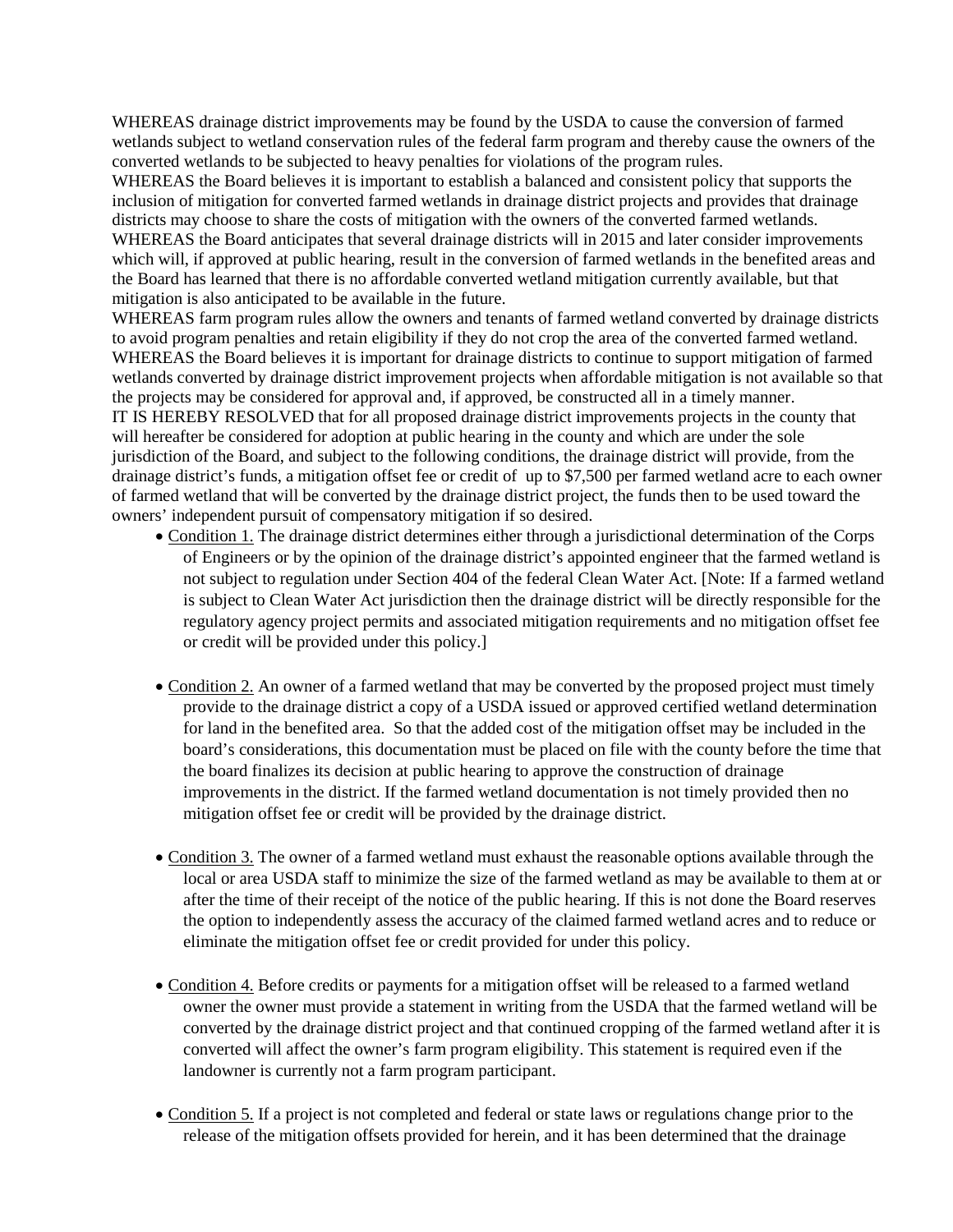WHEREAS drainage district improvements may be found by the USDA to cause the conversion of farmed wetlands subject to wetland conservation rules of the federal farm program and thereby cause the owners of the converted wetlands to be subjected to heavy penalties for violations of the program rules.

WHEREAS the Board believes it is important to establish a balanced and consistent policy that supports the inclusion of mitigation for converted farmed wetlands in drainage district projects and provides that drainage districts may choose to share the costs of mitigation with the owners of the converted farmed wetlands.

WHEREAS the Board anticipates that several drainage districts will in 2015 and later consider improvements which will, if approved at public hearing, result in the conversion of farmed wetlands in the benefited areas and the Board has learned that there is no affordable converted wetland mitigation currently available, but that mitigation is also anticipated to be available in the future.

WHEREAS farm program rules allow the owners and tenants of farmed wetland converted by drainage districts to avoid program penalties and retain eligibility if they do not crop the area of the converted farmed wetland.

WHEREAS the Board believes it is important for drainage districts to continue to support mitigation of farmed wetlands converted by drainage district improvement projects when affordable mitigation is not available so that the projects may be considered for approval and, if approved, be constructed all in a timely manner.

IT IS HEREBY RESOLVED that for all proposed drainage district improvements projects in the county that will hereafter be considered for adoption at public hearing in the county and which are under the sole jurisdiction of the Board, and subject to the following conditions, the drainage district will provide, from the drainage district's funds, a mitigation offset fee or credit of up to $7,500 per farmed wetland acre to each owner of farmed wetland that will be converted by the drainage district project, the funds then to be used toward the owners' independent pursuit of compensatory mitigation if so desired.

- Condition 1. The drainage district determines either through a jurisdictional determination of the Corps of Engineers or by the opinion of the drainage district's appointed engineer that the farmed wetland is not subject to regulation under Section 404 of the federal Clean Water Act. [Note: If a farmed wetland is subject to Clean Water Act jurisdiction then the drainage district will be directly responsible for the regulatory agency project permits and associated mitigation requirements and no mitigation offset fee or credit will be provided under this policy.]

- Condition 2. An owner of a farmed wetland that may be converted by the proposed project must timely provide to the drainage district a copy of a USDA issued or approved certified wetland determination for land in the benefited area. So that the added cost of the mitigation offset may be included in the board's considerations, this documentation must be placed on file with the county before the time that the board finalizes its decision at public hearing to approve the construction of drainage improvements in the district. If the farmed wetland documentation is not timely provided then no mitigation offset fee or credit will be provided by the drainage district.

- Condition 3. The owner of a farmed wetland must exhaust the reasonable options available through the local or area USDA staff to minimize the size of the farmed wetland as may be available to them at or after the time of their receipt of the notice of the public hearing. If this is not done the Board reserves the option to independently assess the accuracy of the claimed farmed wetland acres and to reduce or eliminate the mitigation offset fee or credit provided for under this policy.

- Condition 4. Before credits or payments for a mitigation offset will be released to a farmed wetland owner the owner must provide a statement in writing from the USDA that the farmed wetland will be converted by the drainage district project and that continued cropping of the farmed wetland after it is converted will affect the owner's farm program eligibility. This statement is required even if the landowner is currently not a farm program participant.

- Condition 5. If a project is not completed and federal or state laws or regulations change prior to the release of the mitigation offsets provided for herein, and it has been determined that the drainage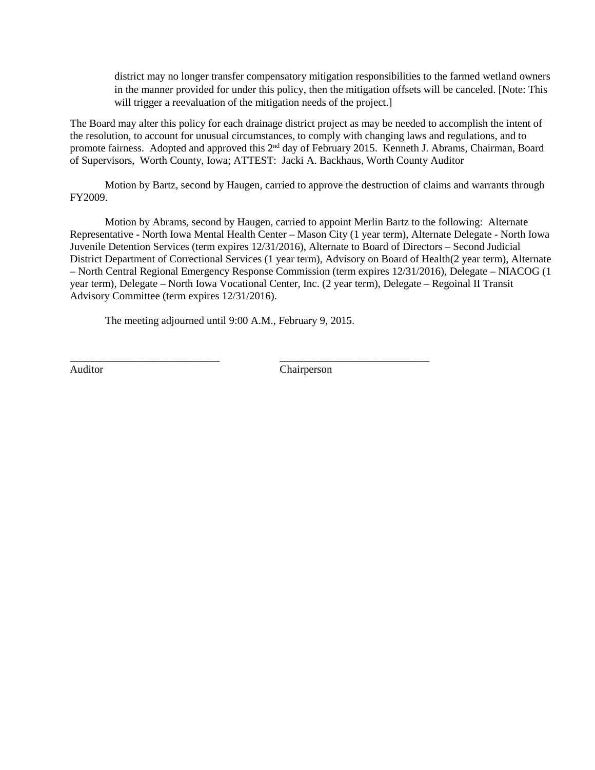district may no longer transfer compensatory mitigation responsibilities to the farmed wetland owners in the manner provided for under this policy, then the mitigation offsets will be canceled. [Note: This will trigger a reevaluation of the mitigation needs of the project.]

The Board may alter this policy for each drainage district project as may be needed to accomplish the intent of the resolution, to account for unusual circumstances, to comply with changing laws and regulations, and to promote fairness. Adopted and approved this 2nd day of February 2015. Kenneth J. Abrams, Chairman, Board of Supervisors, Worth County, Iowa; ATTEST: Jacki A. Backhaus, Worth County Auditor

Motion by Bartz, second by Haugen, carried to approve the destruction of claims and warrants through FY2009.

Motion by Abrams, second by Haugen, carried to appoint Merlin Bartz to the following: Alternate Representative - North Iowa Mental Health Center – Mason City (1 year term), Alternate Delegate - North Iowa Juvenile Detention Services (term expires 12/31/2016), Alternate to Board of Directors – Second Judicial District Department of Correctional Services (1 year term), Advisory on Board of Health(2 year term), Alternate – North Central Regional Emergency Response Commission (term expires 12/31/2016), Delegate – NIACOG (1 year term), Delegate – North Iowa Vocational Center, Inc. (2 year term), Delegate – Regoinal II Transit Advisory Committee (term expires 12/31/2016).

The meeting adjourned until 9:00 A.M., February 9, 2015.

____________________________ ____________________________

Auditor Chairperson